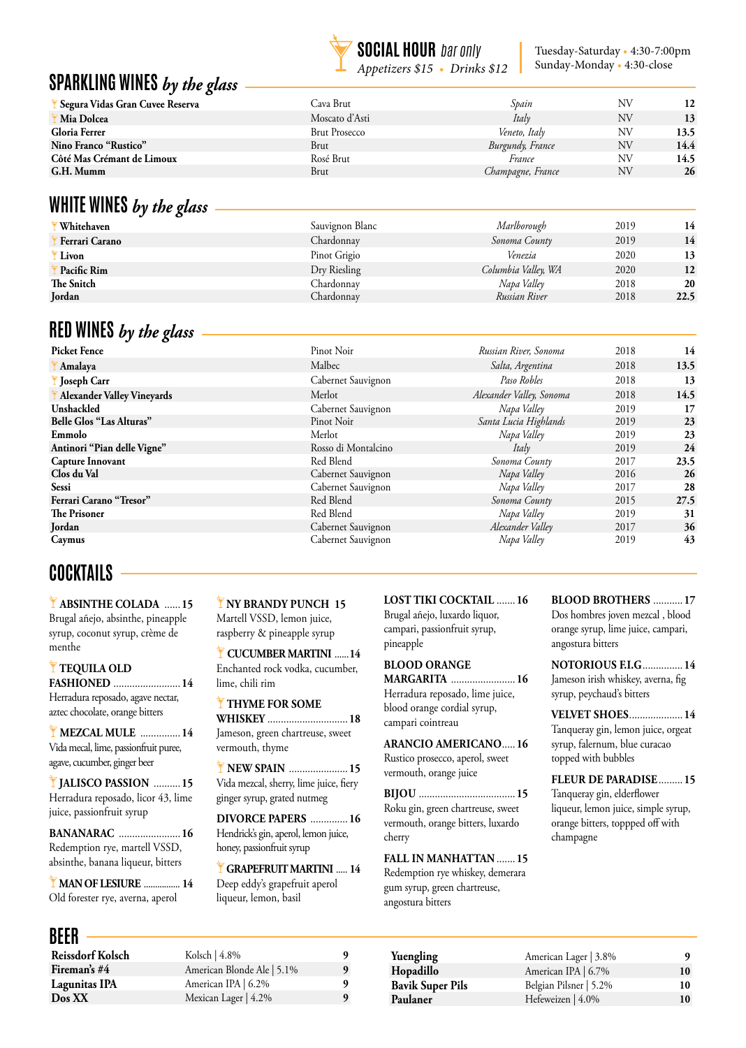**SOCIAL HOUR** *bar only*
*Appetizers $15 • Drinks $12*

Tuesday-Saturday • 4:30-7:00pm
Sunday-Monday • 4:30-close

## SPARKLING WINES *by the glass*

| | | | | |
|---|---|---|---|---|
| **Segura Vidas Gran Cuvee Reserva** | Cava Brut | *Spain* | NV | **12** |
| **Mia Dolcea** | Moscato d'Asti | *Italy* | NV | **13** |
| **Gloria Ferrer** | Brut Prosecco | *Veneto, Italy* | NV | **13.5** |
| **Nino Franco "Rustico"** | Brut | *Burgundy, France* | NV | **14.4** |
| **Côté Mas Crémant de Limoux** | Rosé Brut | *France* | NV | **14.5** |
| **G.H. Mumm** | Brut | *Champagne, France* | NV | **26** |

## WHITE WINES *by the glass*

| | | | | |
|---|---|---|---|---|
| **Whitehaven** | Sauvignon Blanc | *Marlborough* | 2019 | **14** |
| **Ferrari Carano** | Chardonnay | *Sonoma County* | 2019 | **14** |
| **Livon** | Pinot Grigio | *Venezia* | 2020 | **13** |
| **Pacific Rim** | Dry Riesling | *Columbia Valley, WA* | 2020 | **12** |
| **The Snitch** | Chardonnay | *Napa Valley* | 2018 | **20** |
| **Jordan** | Chardonnay | *Russian River* | 2018 | **22.5** |

## RED WINES *by the glass*

| | | | | |
|---|---|---|---|---|
| **Picket Fence** | Pinot Noir | *Russian River, Sonoma* | 2018 | **14** |
| **Amalaya** | Malbec | *Salta, Argentina* | 2018 | **13.5** |
| **Joseph Carr** | Cabernet Sauvignon | *Paso Robles* | 2018 | **13** |
| **Alexander Valley Vineyards** | Merlot | *Alexander Valley, Sonoma* | 2018 | **14.5** |
| **Unshackled** | Cabernet Sauvignon | *Napa Valley* | 2019 | **17** |
| **Belle Glos "Las Alturas"** | Pinot Noir | *Santa Lucia Highlands* | 2019 | **23** |
| **Emmolo** | Merlot | *Napa Valley* | 2019 | **23** |
| **Antinori "Pian delle Vigne"** | Rosso di Montalcino | *Italy* | 2019 | **24** |
| **Capture Innovant** | Red Blend | *Sonoma County* | 2017 | **23.5** |
| **Clos du Val** | Cabernet Sauvignon | *Napa Valley* | 2016 | **26** |
| **Sessi** | Cabernet Sauvignon | *Napa Valley* | 2017 | **28** |
| **Ferrari Carano "Tresor"** | Red Blend | *Sonoma County* | 2015 | **27.5** |
| **The Prisoner** | Red Blend | *Napa Valley* | 2019 | **31** |
| **Jordan** | Cabernet Sauvignon | *Alexander Valley* | 2017 | **36** |
| **Caymus** | Cabernet Sauvignon | *Napa Valley* | 2019 | **43** |

## COCKTAILS

**ABSINTHE COLADA ...... 15**
Brugal añejo, absinthe, pineapple syrup, coconut syrup, crème de menthe

**TEQUILA OLD FASHIONED ......................... 14**
Herradura reposado, agave nectar, aztec chocolate, orange bitters

**MEZCAL MULE ............... 14**
Vida mecal, lime, passionfruit puree, agave, cucumber, ginger beer

**JALISCO PASSION .......... 15**
Herradura reposado, licor 43, lime juice, passionfruit syrup

**BANANARAC ....................... 16**
Redemption rye, martell VSSD, absinthe, banana liqueur, bitters

**MAN OF LESIURE ................ 14**
Old forester rye, averna, aperol

**NY BRANDY PUNCH 15**
Martell VSSD, lemon juice, raspberry & pineapple syrup

**CUCUMBER MARTINI ...... 14**
Enchanted rock vodka, cucumber, lime, chili rim

**THYME FOR SOME WHISKEY ............................. 18**
Jameson, green chartreuse, sweet vermouth, thyme

**NEW SPAIN ...................... 15**
Vida mezcal, sherry, lime juice, fiery ginger syrup, grated nutmeg

**DIVORCE PAPERS .............. 16**
Hendrick's gin, aperol, lemon juice, honey, passionfruit syrup

**GRAPEFRUIT MARTINI ..... 14**
Deep eddy's grapefruit aperol liqueur, lemon, basil

**LOST TIKI COCKTAIL ....... 16**
Brugal añejo, luxardo liquor, campari, passionfruit syrup, pineapple

**BLOOD ORANGE MARGARITA ........................ 16**
Herradura reposado, lime juice, blood orange cordial syrup, campari cointreau

**ARANCIO AMERICANO..... 16**
Rustico prosecco, aperol, sweet vermouth, orange juice

**BIJOU ................................... 15**
Roku gin, green chartreuse, sweet vermouth, orange bitters, luxardo cherry

**FALL IN MANHATTAN ....... 15**
Redemption rye whiskey, demerara gum syrup, green chartreuse, angostura bitters

**BLOOD BROTHERS ........... 17**
Dos hombres joven mezcal , blood orange syrup, lime juice, campari, angostura bitters

**NOTORIOUS F.I.G............... 14**
Jameson irish whiskey, averna, fig syrup, peychaud's bitters

**VELVET SHOES.................... 14**
Tanqueray gin, lemon juice, orgeat syrup, falernum, blue curacao topped with bubbles

**FLEUR DE PARADISE......... 15**
Tanqueray gin, elderflower liqueur, lemon juice, simple syrup, orange bitters, toppped off with champagne

## BEER

| | | |
|---|---|---|
| **Reissdorf Kolsch** | Kolsch \| 4.8% | **9** |
| **Fireman's #4** | American Blonde Ale \| 5.1% | **9** |
| **Lagunitas IPA** | American IPA \| 6.2% | **9** |
| **Dos XX** | Mexican Lager \| 4.2% | **9** |
| **Yuengling** | American Lager \| 3.8% | **9** |
| **Hopadillo** | American IPA \| 6.7% | **10** |
| **Bavik Super Pils** | Belgian Pilsner \| 5.2% | **10** |
| **Paulaner** | Hefeweizen \| 4.0% | **10** |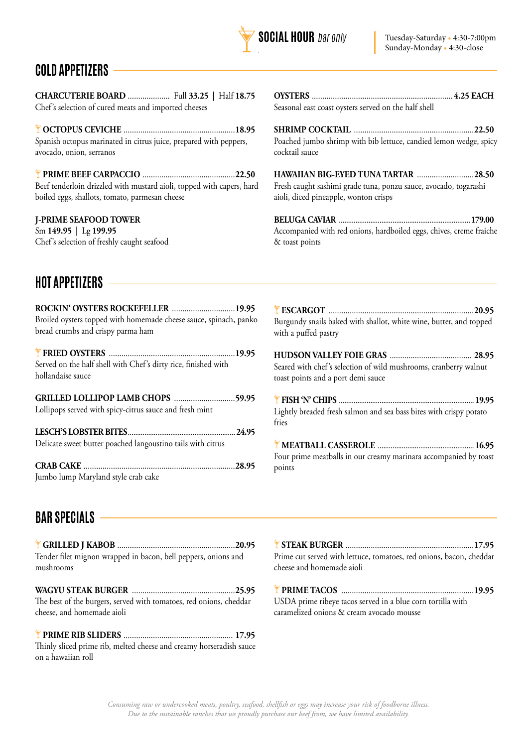# SOCIAL HOUR *bar only*

Tuesday-Saturday • 4:30-7:00pm
Sunday-Monday • 4:30-close

## COLD APPETIZERS

**CHARCUTERIE BOARD** .................... Full **33.25** | Half **18.75**
Chef's selection of cured meats and imported cheeses

**OCTOPUS CEVICHE** .................... **18.95**
Spanish octopus marinated in citrus juice, prepared with peppers, avocado, onion, serranos

**PRIME BEEF CARPACCIO** .................... **22.50**
Beef tenderloin drizzled with mustard aioli, topped with capers, hard boiled eggs, shallots, tomato, parmesan cheese

**J-PRIME SEAFOOD TOWER**
Sm **149.95** | Lg **199.95**
Chef's selection of freshly caught seafood

**OYSTERS** .................... **4.25 EACH**
Seasonal east coast oysters served on the half shell

**SHRIMP COCKTAIL** .................... **22.50**
Poached jumbo shrimp with bib lettuce, candied lemon wedge, spicy cocktail sauce

**HAWAIIAN BIG-EYED TUNA TARTAR** .................... **28.50**
Fresh caught sashimi grade tuna, ponzu sauce, avocado, togarashi aioli, diced pineapple, wonton crisps

**BELUGA CAVIAR** .................... **179.00**
Accompanied with red onions, hardboiled eggs, chives, creme fraiche & toast points

## HOT APPETIZERS

**ROCKIN' OYSTERS ROCKEFELLER** .................... **19.95**
Broiled oysters topped with homemade cheese sauce, spinach, panko bread crumbs and crispy parma ham

**FRIED OYSTERS** .................... **19.95**
Served on the half shell with Chef's dirty rice, finished with hollandaise sauce

**GRILLED LOLLIPOP LAMB CHOPS** .................... **59.95**
Lollipops served with spicy-citrus sauce and fresh mint

**LESCH'S LOBSTER BITES** .................... **24.95**
Delicate sweet butter poached langoustino tails with citrus

**CRAB CAKE** .................... **28.95**
Jumbo lump Maryland style crab cake

**ESCARGOT** .................... **20.95**
Burgundy snails baked with shallot, white wine, butter, and topped with a puffed pastry

**HUDSON VALLEY FOIE GRAS** .................... **28.95**
Seared with chef's selection of wild mushrooms, cranberry walnut toast points and a port demi sauce

**FISH 'N' CHIPS** .................... **19.95**
Lightly breaded fresh salmon and sea bass bites with crispy potato fries

**MEATBALL CASSEROLE** .................... **16.95**
Four prime meatballs in our creamy marinara accompanied by toast points

## BAR SPECIALS

**GRILLED J KABOB** .................... **20.95**
Tender filet mignon wrapped in bacon, bell peppers, onions and mushrooms

**WAGYU STEAK BURGER** .................... **25.95**
The best of the burgers, served with tomatoes, red onions, cheddar cheese, and homemade aioli

**PRIME RIB SLIDERS** .................... **17.95**
Thinly sliced prime rib, melted cheese and creamy horseradish sauce on a hawaiian roll

**STEAK BURGER** .................... **17.95**
Prime cut served with lettuce, tomatoes, red onions, bacon, cheddar cheese and homemade aioli

**PRIME TACOS** .................... **19.95**
USDA prime ribeye tacos served in a blue corn tortilla with caramelized onions & cream avocado mousse

*Consuming raw or undercooked meats, poultry, seafood, shellfish or eggs may increase your risk of foodborne illness.*
*Due to the sustainable ranches that we proudly purchase our beef from, we have limited availability.*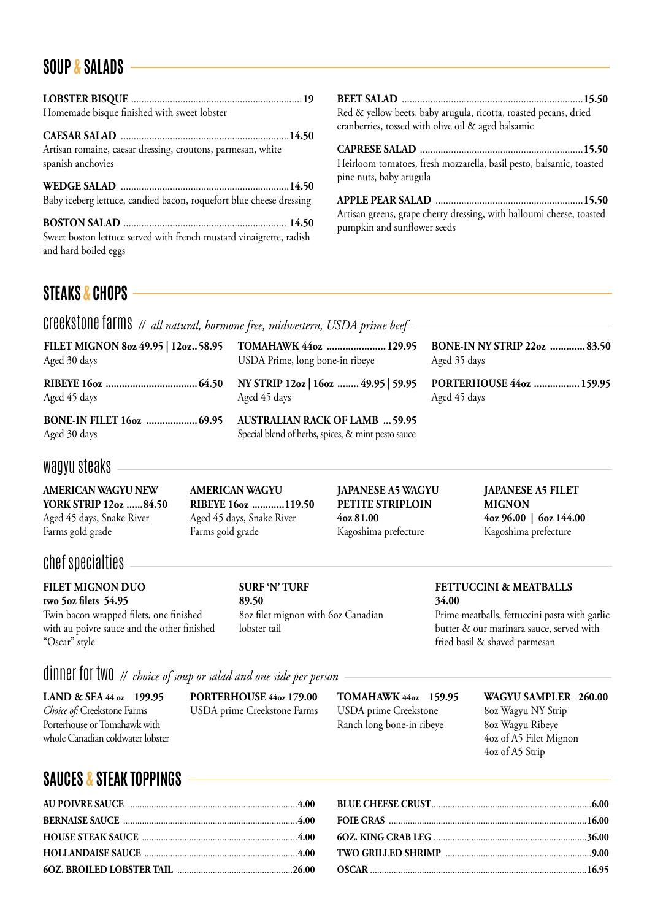## SOUP & SALADS

**LOBSTER BISQUE** .......... 19
Homemade bisque finished with sweet lobster

**CAESAR SALAD** .......... 14.50
Artisan romaine, caesar dressing, croutons, parmesan, white spanish anchovies

**WEDGE SALAD** .......... 14.50
Baby iceberg lettuce, candied bacon, roquefort blue cheese dressing

**BOSTON SALAD** .......... 14.50
Sweet boston lettuce served with french mustard vinaigrette, radish and hard boiled eggs

**BEET SALAD** .......... 15.50
Red & yellow beets, baby arugula, ricotta, roasted pecans, dried cranberries, tossed with olive oil & aged balsamic

**CAPRESE SALAD** .......... 15.50
Heirloom tomatoes, fresh mozzarella, basil pesto, balsamic, toasted pine nuts, baby arugula

**APPLE PEAR SALAD** .......... 15.50
Artisan greens, grape cherry dressing, with halloumi cheese, toasted pumpkin and sunflower seeds

## STEAKS & CHOPS

### creekstone farms // *all natural, hormone free, midwestern, USDA prime beef*

**FILET MIGNON 8oz 49.95 | 12oz.. 58.95**
Aged 30 days

**RIBEYE 16oz** .......... 64.50
Aged 45 days

**BONE-IN FILET 16oz** .......... 69.95
Aged 30 days

**TOMAHAWK 44oz** .......... 129.95
USDA Prime, long bone-in ribeye

**NY STRIP 12oz | 16oz** .......... 49.95 | 59.95
Aged 45 days

**AUSTRALIAN RACK OF LAMB** ... 59.95
Special blend of herbs, spices, & mint pesto sauce

**BONE-IN NY STRIP 22oz** .......... 83.50
Aged 35 days

**PORTERHOUSE 44oz** .......... 159.95
Aged 45 days

### wagyu steaks

**AMERICAN WAGYU NEW YORK STRIP 12oz** ......84.50
Aged 45 days, Snake River Farms gold grade

**AMERICAN WAGYU RIBEYE 16oz** ............119.50
Aged 45 days, Snake River Farms gold grade

**JAPANESE A5 WAGYU PETITE STRIPLOIN 4oz 81.00**
Kagoshima prefecture

**JAPANESE A5 FILET MIGNON 4oz 96.00 | 6oz 144.00**
Kagoshima prefecture

### chef specialties

**FILET MIGNON DUO**
**two 5oz filets 54.95**
Twin bacon wrapped filets, one finished with au poivre sauce and the other finished "Oscar" style

**SURF 'N' TURF**
**89.50**
8oz filet mignon with 6oz Canadian lobster tail

**FETTUCCINI & MEATBALLS**
**34.00**
Prime meatballs, fettuccini pasta with garlic butter & our marinara sauce, served with fried basil & shaved parmesan

### dinner for two // *choice of soup or salad and one side per person*

**LAND & SEA 44 oz 199.95**
*Choice of:* Creekstone Farms Porterhouse or Tomahawk with whole Canadian coldwater lobster

**PORTERHOUSE 44oz 179.00**
USDA prime Creekstone Farms

**TOMAHAWK 44oz 159.95**
USDA prime Creekstone Ranch long bone-in ribeye

**WAGYU SAMPLER 260.00**
8oz Wagyu NY Strip
8oz Wagyu Ribeye
4oz of A5 Filet Mignon
4oz of A5 Strip

## SAUCES & STEAK TOPPINGS

**AU POIVRE SAUCE** .......... 4.00
**BERNAISE SAUCE** .......... 4.00
**HOUSE STEAK SAUCE** .......... 4.00
**HOLLANDAISE SAUCE** .......... 4.00
**6OZ. BROILED LOBSTER TAIL** .......... 26.00

**BLUE CHEESE CRUST** .......... 6.00
**FOIE GRAS** .......... 16.00
**6OZ. KING CRAB LEG** .......... 36.00
**TWO GRILLED SHRIMP** .......... 9.00
**OSCAR** .......... 16.95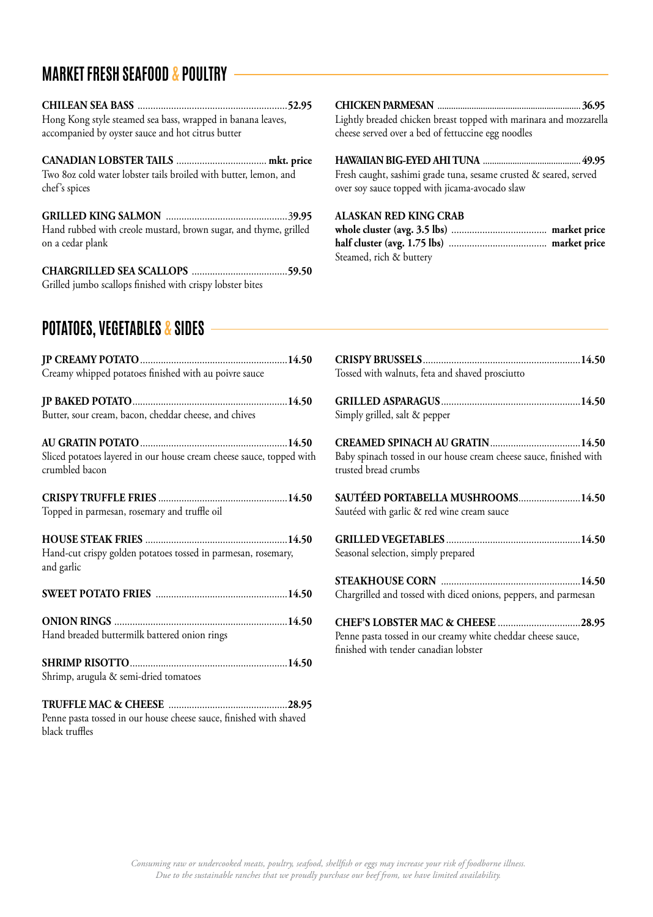## MARKET FRESH SEAFOOD & POULTRY

**CHILEAN SEA BASS** ........ **52.95**
Hong Kong style steamed sea bass, wrapped in banana leaves, accompanied by oyster sauce and hot citrus butter

**CANADIAN LOBSTER TAILS** ........ **mkt. price**
Two 8oz cold water lobster tails broiled with butter, lemon, and chef's spices

**GRILLED KING SALMON** ........ **39.95**
Hand rubbed with creole mustard, brown sugar, and thyme, grilled on a cedar plank

**CHARGRILLED SEA SCALLOPS** ........ **59.50**
Grilled jumbo scallops finished with crispy lobster bites

**CHICKEN PARMESAN** ........ **36.95**
Lightly breaded chicken breast topped with marinara and mozzarella cheese served over a bed of fettuccine egg noodles

**HAWAIIAN BIG-EYED AHI TUNA** ........ **49.95**
Fresh caught, sashimi grade tuna, sesame crusted & seared, served over soy sauce topped with jicama-avocado slaw

**ALASKAN RED KING CRAB**
**whole cluster (avg. 3.5 lbs)** ........ **market price**
**half cluster (avg. 1.75 lbs)** ........ **market price**
Steamed, rich & buttery

## POTATOES, VEGETABLES & SIDES

**JP CREAMY POTATO** ........ **14.50**
Creamy whipped potatoes finished with au poivre sauce

**JP BAKED POTATO** ........ **14.50**
Butter, sour cream, bacon, cheddar cheese, and chives

**AU GRATIN POTATO** ........ **14.50**
Sliced potatoes layered in our house cream cheese sauce, topped with crumbled bacon

**CRISPY TRUFFLE FRIES** ........ **14.50**
Topped in parmesan, rosemary and truffle oil

**HOUSE STEAK FRIES** ........ **14.50**
Hand-cut crispy golden potatoes tossed in parmesan, rosemary, and garlic

**SWEET POTATO FRIES** ........ **14.50**

**ONION RINGS** ........ **14.50**
Hand breaded buttermilk battered onion rings

**SHRIMP RISOTTO** ........ **14.50**
Shrimp, arugula & semi-dried tomatoes

**TRUFFLE MAC & CHEESE** ........ **28.95**
Penne pasta tossed in our house cheese sauce, finished with shaved black truffles

**CRISPY BRUSSELS** ........ **14.50**
Tossed with walnuts, feta and shaved prosciutto

**GRILLED ASPARAGUS** ........ **14.50**
Simply grilled, salt & pepper

**CREAMED SPINACH AU GRATIN** ........ **14.50**
Baby spinach tossed in our house cream cheese sauce, finished with trusted bread crumbs

**SAUTÉED PORTABELLA MUSHROOMS** ........ **14.50**
Sautéed with garlic & red wine cream sauce

**GRILLED VEGETABLES** ........ **14.50**
Seasonal selection, simply prepared

**STEAKHOUSE CORN** ........ **14.50**
Chargrilled and tossed with diced onions, peppers, and parmesan

**CHEF'S LOBSTER MAC & CHEESE** ........ **28.95**
Penne pasta tossed in our creamy white cheddar cheese sauce, finished with tender canadian lobster

*Consuming raw or undercooked meats, poultry, seafood, shellfish or eggs may increase your risk of foodborne illness.*
*Due to the sustainable ranches that we proudly purchase our beef from, we have limited availability.*